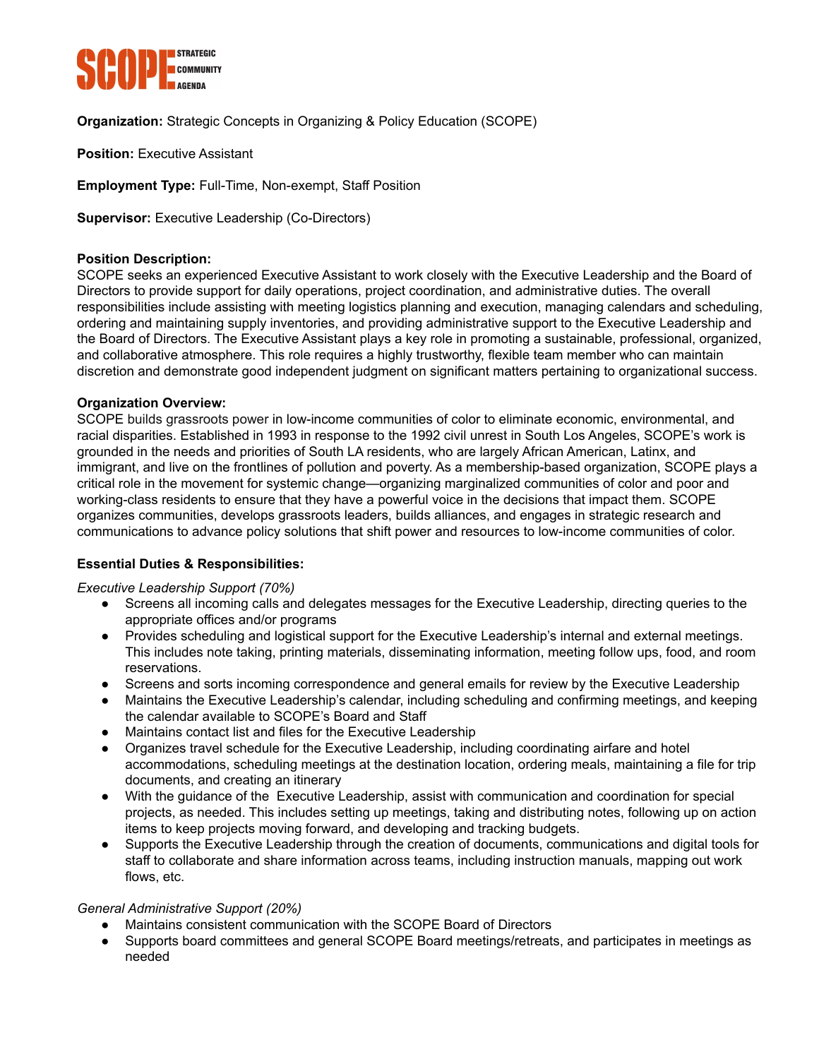**SCOPE** STRATEGIC COMMUNITY AGENDA

**Organization:** Strategic Concepts in Organizing & Policy Education (SCOPE)

**Position:** Executive Assistant

**Employment Type:** Full-Time, Non-exempt, Staff Position

**Supervisor:** Executive Leadership (Co-Directors)

**Position Description:**
SCOPE seeks an experienced Executive Assistant to work closely with the Executive Leadership and the Board of Directors to provide support for daily operations, project coordination, and administrative duties. The overall responsibilities include assisting with meeting logistics planning and execution, managing calendars and scheduling, ordering and maintaining supply inventories, and providing administrative support to the Executive Leadership and the Board of Directors. The Executive Assistant plays a key role in promoting a sustainable, professional, organized, and collaborative atmosphere. This role requires a highly trustworthy, flexible team member who can maintain discretion and demonstrate good independent judgment on significant matters pertaining to organizational success.

**Organization Overview:**
SCOPE builds grassroots power in low-income communities of color to eliminate economic, environmental, and racial disparities. Established in 1993 in response to the 1992 civil unrest in South Los Angeles, SCOPE's work is grounded in the needs and priorities of South LA residents, who are largely African American, Latinx, and immigrant, and live on the frontlines of pollution and poverty. As a membership-based organization, SCOPE plays a critical role in the movement for systemic change—organizing marginalized communities of color and poor and working-class residents to ensure that they have a powerful voice in the decisions that impact them. SCOPE organizes communities, develops grassroots leaders, builds alliances, and engages in strategic research and communications to advance policy solutions that shift power and resources to low-income communities of color.

**Essential Duties & Responsibilities:**

*Executive Leadership Support (70%)*

- Screens all incoming calls and delegates messages for the Executive Leadership, directing queries to the appropriate offices and/or programs
- Provides scheduling and logistical support for the Executive Leadership's internal and external meetings. This includes note taking, printing materials, disseminating information, meeting follow ups, food, and room reservations.
- Screens and sorts incoming correspondence and general emails for review by the Executive Leadership
- Maintains the Executive Leadership's calendar, including scheduling and confirming meetings, and keeping the calendar available to SCOPE's Board and Staff
- Maintains contact list and files for the Executive Leadership
- Organizes travel schedule for the Executive Leadership, including coordinating airfare and hotel accommodations, scheduling meetings at the destination location, ordering meals, maintaining a file for trip documents, and creating an itinerary
- With the guidance of the Executive Leadership, assist with communication and coordination for special projects, as needed. This includes setting up meetings, taking and distributing notes, following up on action items to keep projects moving forward, and developing and tracking budgets.
- Supports the Executive Leadership through the creation of documents, communications and digital tools for staff to collaborate and share information across teams, including instruction manuals, mapping out work flows, etc.

*General Administrative Support (20%)*

- Maintains consistent communication with the SCOPE Board of Directors
- Supports board committees and general SCOPE Board meetings/retreats, and participates in meetings as needed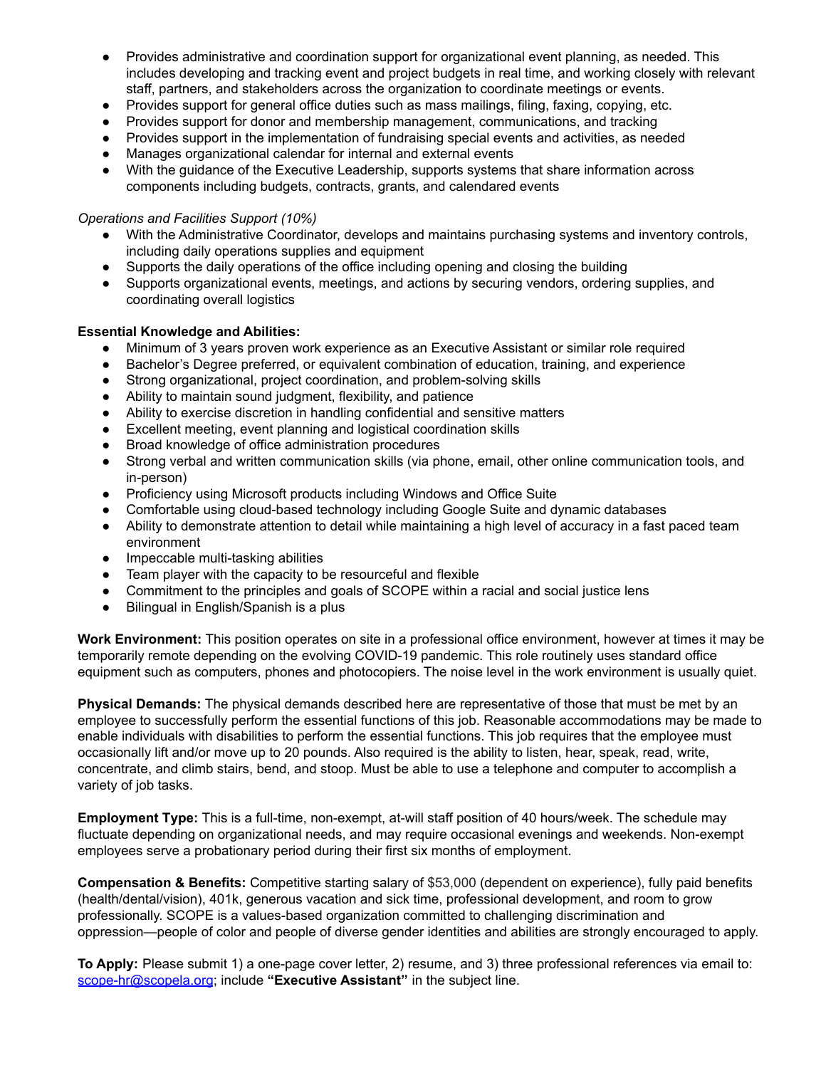- Provides administrative and coordination support for organizational event planning, as needed. This includes developing and tracking event and project budgets in real time, and working closely with relevant staff, partners, and stakeholders across the organization to coordinate meetings or events.
- Provides support for general office duties such as mass mailings, filing, faxing, copying, etc.
- Provides support for donor and membership management, communications, and tracking
- Provides support in the implementation of fundraising special events and activities, as needed
- Manages organizational calendar for internal and external events
- With the guidance of the Executive Leadership, supports systems that share information across components including budgets, contracts, grants, and calendared events

*Operations and Facilities Support (10%)*

- With the Administrative Coordinator, develops and maintains purchasing systems and inventory controls, including daily operations supplies and equipment
- Supports the daily operations of the office including opening and closing the building
- Supports organizational events, meetings, and actions by securing vendors, ordering supplies, and coordinating overall logistics

**Essential Knowledge and Abilities:**

- Minimum of 3 years proven work experience as an Executive Assistant or similar role required
- Bachelor's Degree preferred, or equivalent combination of education, training, and experience
- Strong organizational, project coordination, and problem-solving skills
- Ability to maintain sound judgment, flexibility, and patience
- Ability to exercise discretion in handling confidential and sensitive matters
- Excellent meeting, event planning and logistical coordination skills
- Broad knowledge of office administration procedures
- Strong verbal and written communication skills (via phone, email, other online communication tools, and in-person)
- Proficiency using Microsoft products including Windows and Office Suite
- Comfortable using cloud-based technology including Google Suite and dynamic databases
- Ability to demonstrate attention to detail while maintaining a high level of accuracy in a fast paced team environment
- Impeccable multi-tasking abilities
- Team player with the capacity to be resourceful and flexible
- Commitment to the principles and goals of SCOPE within a racial and social justice lens
- Bilingual in English/Spanish is a plus

**Work Environment:** This position operates on site in a professional office environment, however at times it may be temporarily remote depending on the evolving COVID-19 pandemic. This role routinely uses standard office equipment such as computers, phones and photocopiers. The noise level in the work environment is usually quiet.

**Physical Demands:** The physical demands described here are representative of those that must be met by an employee to successfully perform the essential functions of this job. Reasonable accommodations may be made to enable individuals with disabilities to perform the essential functions. This job requires that the employee must occasionally lift and/or move up to 20 pounds. Also required is the ability to listen, hear, speak, read, write, concentrate, and climb stairs, bend, and stoop. Must be able to use a telephone and computer to accomplish a variety of job tasks.

**Employment Type:** This is a full-time, non-exempt, at-will staff position of 40 hours/week. The schedule may fluctuate depending on organizational needs, and may require occasional evenings and weekends. Non-exempt employees serve a probationary period during their first six months of employment.

**Compensation & Benefits:** Competitive starting salary of $53,000 (dependent on experience), fully paid benefits (health/dental/vision), 401k, generous vacation and sick time, professional development, and room to grow professionally. SCOPE is a values-based organization committed to challenging discrimination and oppression—people of color and people of diverse gender identities and abilities are strongly encouraged to apply.

**To Apply:** Please submit 1) a one-page cover letter, 2) resume, and 3) three professional references via email to: [scope-hr@scopela.org](mailto:scope-hr@scopela.org); include **"Executive Assistant"** in the subject line.